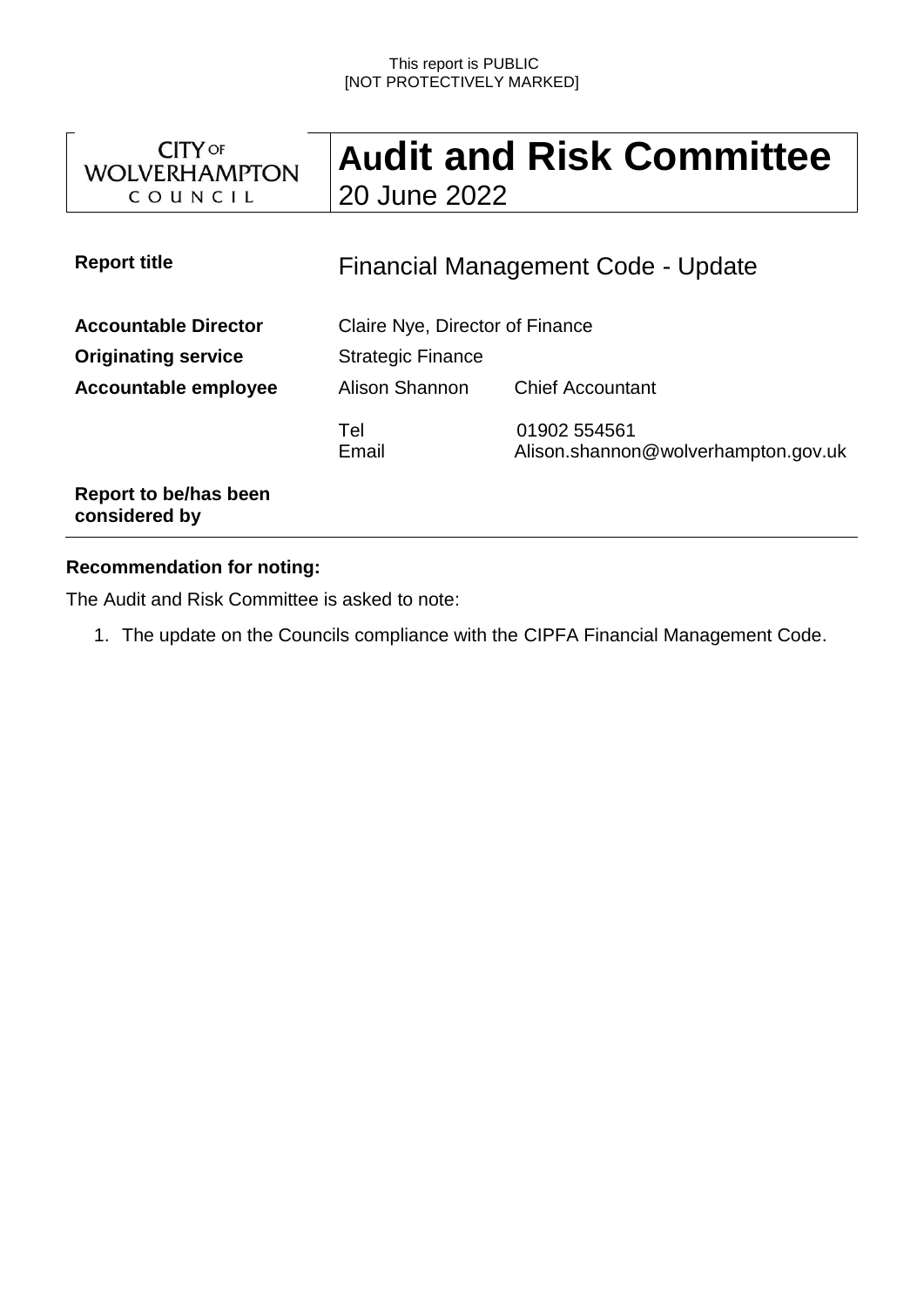This report is PUBLIC
[NOT PROTECTIVELY MARKED]

CITY OF WOLVERHAMPTON COUNCIL

# Audit and Risk Committee
20 June 2022

| | | |
|---|---|---|
| **Report title** | Financial Management Code - Update | |
| **Accountable Director** | Claire Nye, Director of Finance | |
| **Originating service** | Strategic Finance | |
| **Accountable employee** | Alison Shannon | Chief Accountant |
| | Tel<br>Email | 01902 554561<br>Alison.shannon@wolverhampton.gov.uk |
| **Report to be/has been considered by** | | |

**Recommendation for noting:**

The Audit and Risk Committee is asked to note:

1. The update on the Councils compliance with the CIPFA Financial Management Code.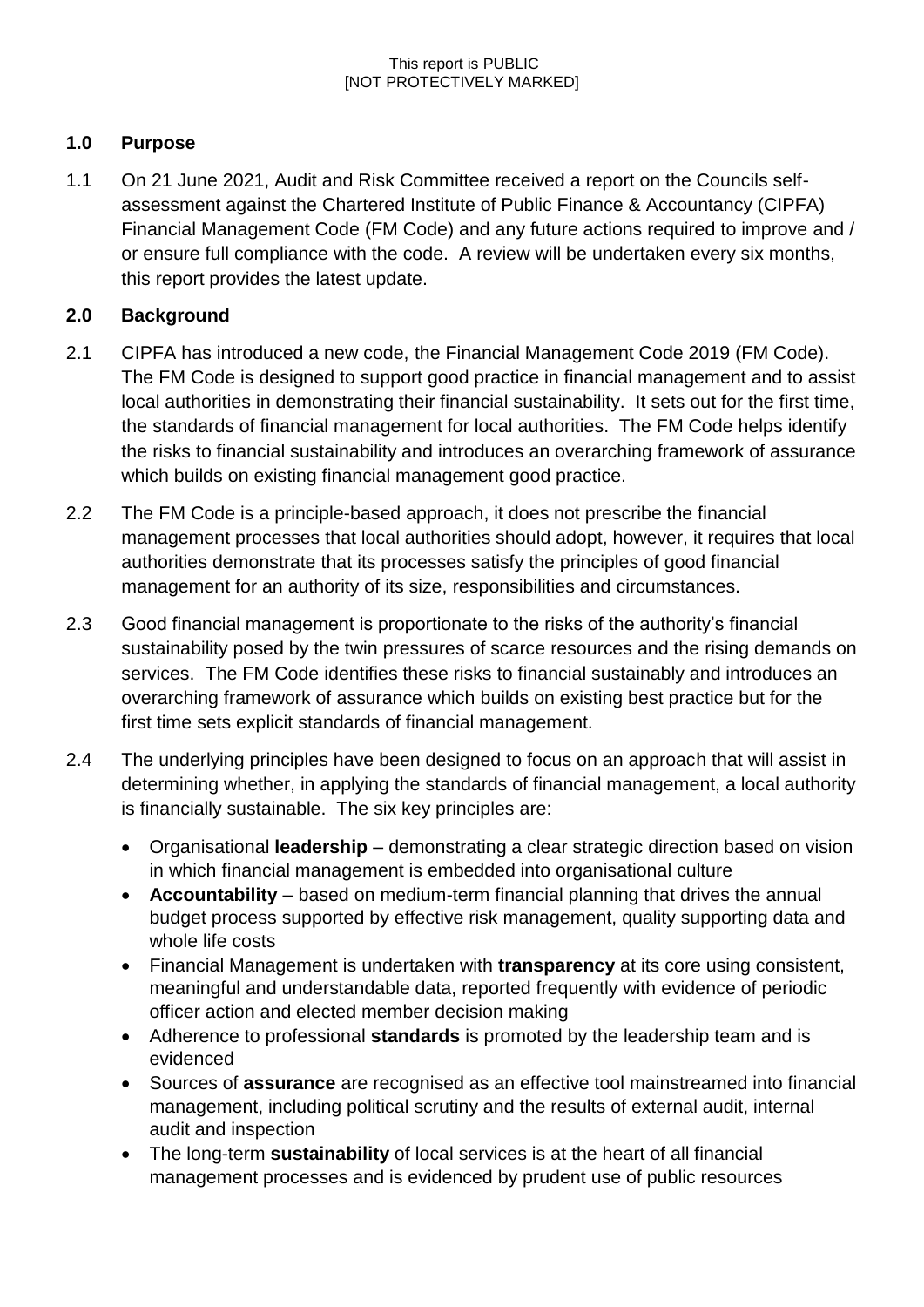## 1.0 Purpose

1.1 On 21 June 2021, Audit and Risk Committee received a report on the Councils self-assessment against the Chartered Institute of Public Finance & Accountancy (CIPFA) Financial Management Code (FM Code) and any future actions required to improve and / or ensure full compliance with the code. A review will be undertaken every six months, this report provides the latest update.

## 2.0 Background

2.1 CIPFA has introduced a new code, the Financial Management Code 2019 (FM Code). The FM Code is designed to support good practice in financial management and to assist local authorities in demonstrating their financial sustainability. It sets out for the first time, the standards of financial management for local authorities. The FM Code helps identify the risks to financial sustainability and introduces an overarching framework of assurance which builds on existing financial management good practice.

2.2 The FM Code is a principle-based approach, it does not prescribe the financial management processes that local authorities should adopt, however, it requires that local authorities demonstrate that its processes satisfy the principles of good financial management for an authority of its size, responsibilities and circumstances.

2.3 Good financial management is proportionate to the risks of the authority's financial sustainability posed by the twin pressures of scarce resources and the rising demands on services. The FM Code identifies these risks to financial sustainably and introduces an overarching framework of assurance which builds on existing best practice but for the first time sets explicit standards of financial management.

2.4 The underlying principles have been designed to focus on an approach that will assist in determining whether, in applying the standards of financial management, a local authority is financially sustainable. The six key principles are:

- Organisational **leadership** – demonstrating a clear strategic direction based on vision in which financial management is embedded into organisational culture
- **Accountability** – based on medium-term financial planning that drives the annual budget process supported by effective risk management, quality supporting data and whole life costs
- Financial Management is undertaken with **transparency** at its core using consistent, meaningful and understandable data, reported frequently with evidence of periodic officer action and elected member decision making
- Adherence to professional **standards** is promoted by the leadership team and is evidenced
- Sources of **assurance** are recognised as an effective tool mainstreamed into financial management, including political scrutiny and the results of external audit, internal audit and inspection
- The long-term **sustainability** of local services is at the heart of all financial management processes and is evidenced by prudent use of public resources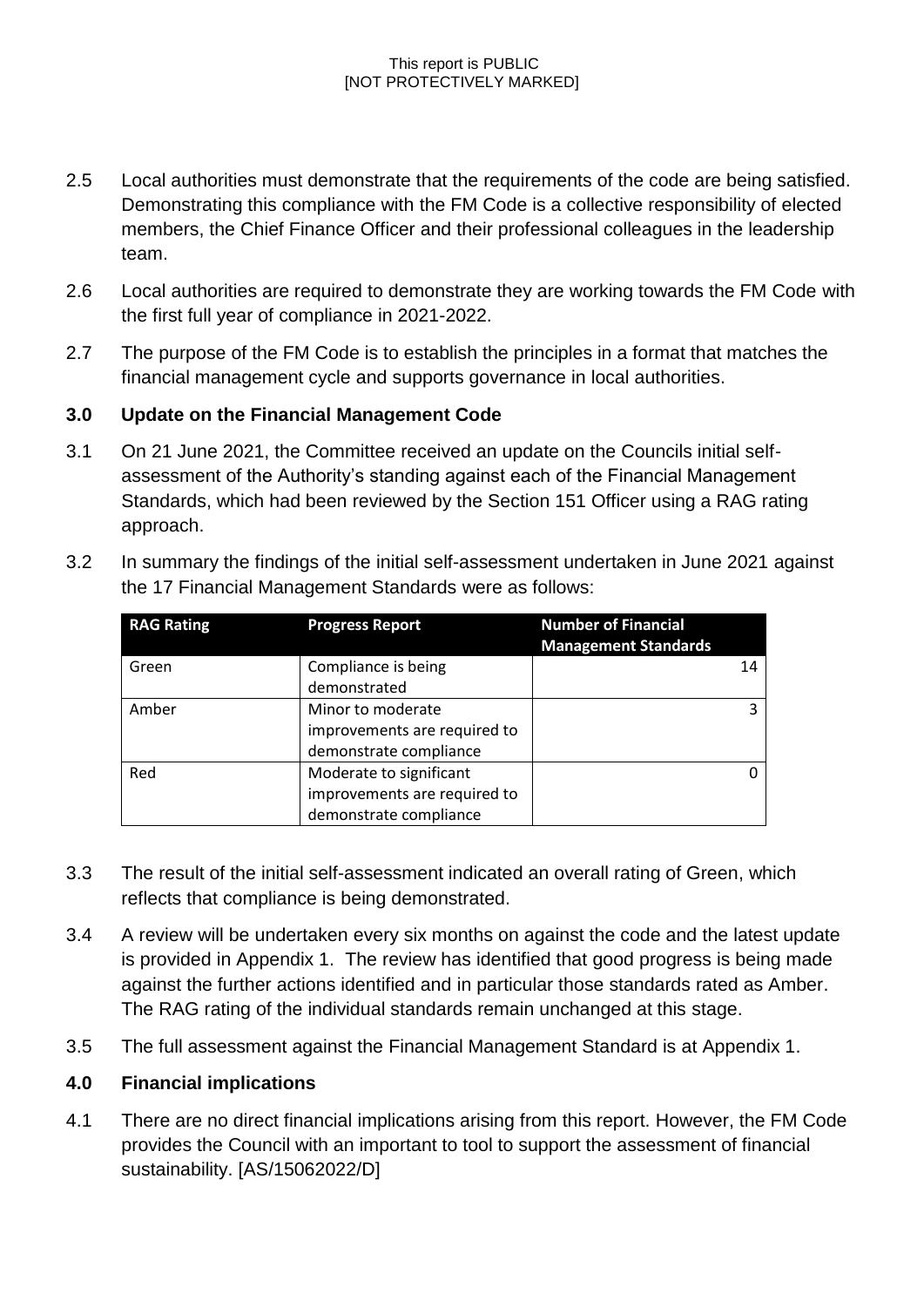2.5 Local authorities must demonstrate that the requirements of the code are being satisfied. Demonstrating this compliance with the FM Code is a collective responsibility of elected members, the Chief Finance Officer and their professional colleagues in the leadership team.

2.6 Local authorities are required to demonstrate they are working towards the FM Code with the first full year of compliance in 2021-2022.

2.7 The purpose of the FM Code is to establish the principles in a format that matches the financial management cycle and supports governance in local authorities.

## 3.0 Update on the Financial Management Code

3.1 On 21 June 2021, the Committee received an update on the Councils initial self-assessment of the Authority's standing against each of the Financial Management Standards, which had been reviewed by the Section 151 Officer using a RAG rating approach.

3.2 In summary the findings of the initial self-assessment undertaken in June 2021 against the 17 Financial Management Standards were as follows:

| RAG Rating | Progress Report | Number of Financial Management Standards |
|---|---|---|
| Green | Compliance is being demonstrated | 14 |
| Amber | Minor to moderate improvements are required to demonstrate compliance | 3 |
| Red | Moderate to significant improvements are required to demonstrate compliance | 0 |

3.3 The result of the initial self-assessment indicated an overall rating of Green, which reflects that compliance is being demonstrated.

3.4 A review will be undertaken every six months on against the code and the latest update is provided in Appendix 1. The review has identified that good progress is being made against the further actions identified and in particular those standards rated as Amber. The RAG rating of the individual standards remain unchanged at this stage.

3.5 The full assessment against the Financial Management Standard is at Appendix 1.

## 4.0 Financial implications

4.1 There are no direct financial implications arising from this report. However, the FM Code provides the Council with an important to tool to support the assessment of financial sustainability. [AS/15062022/D]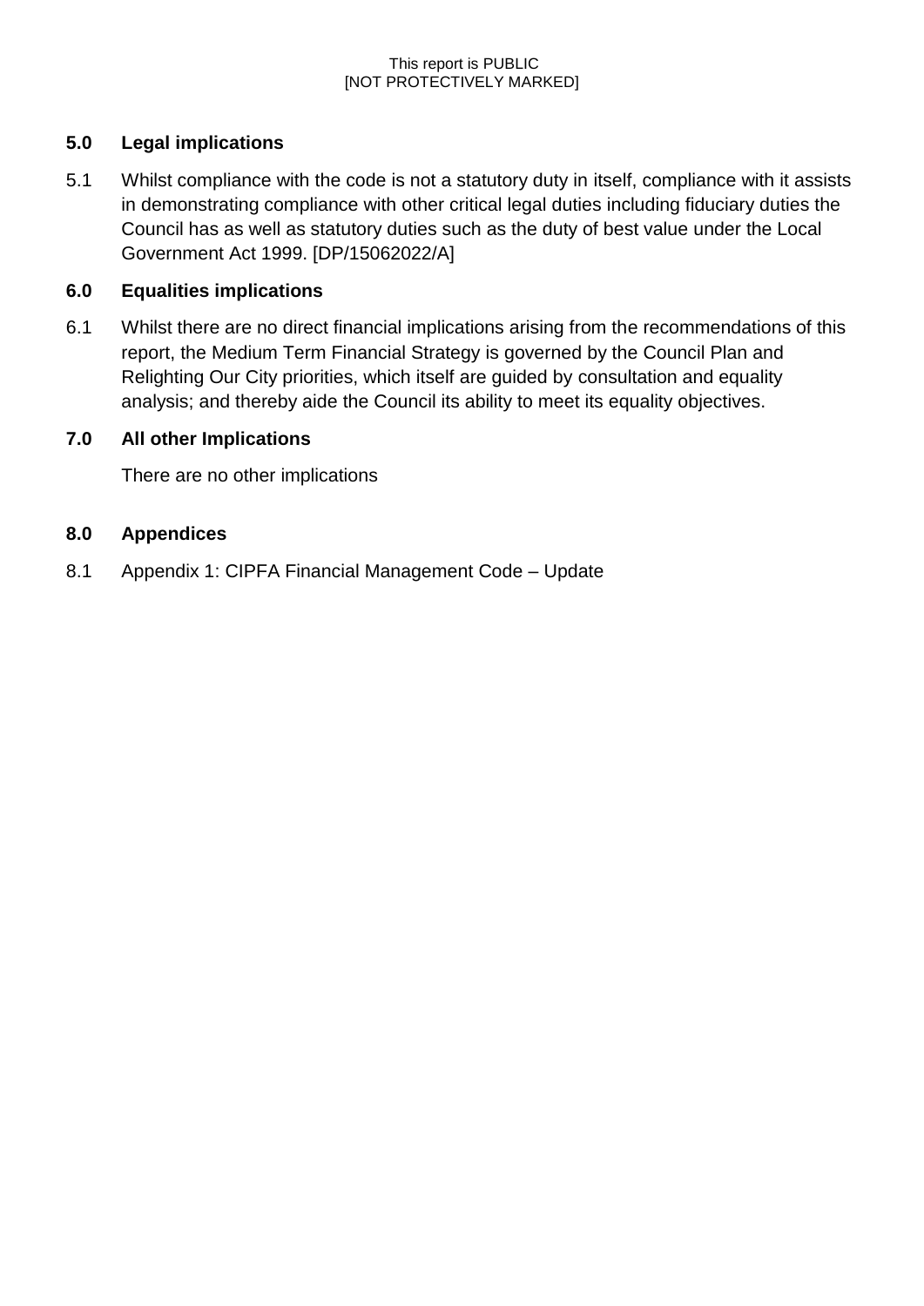## 5.0 Legal implications

5.1 Whilst compliance with the code is not a statutory duty in itself, compliance with it assists in demonstrating compliance with other critical legal duties including fiduciary duties the Council has as well as statutory duties such as the duty of best value under the Local Government Act 1999. [DP/15062022/A]

## 6.0 Equalities implications

6.1 Whilst there are no direct financial implications arising from the recommendations of this report, the Medium Term Financial Strategy is governed by the Council Plan and Relighting Our City priorities, which itself are guided by consultation and equality analysis; and thereby aide the Council its ability to meet its equality objectives.

## 7.0 All other Implications

There are no other implications

## 8.0 Appendices

8.1 Appendix 1: CIPFA Financial Management Code – Update